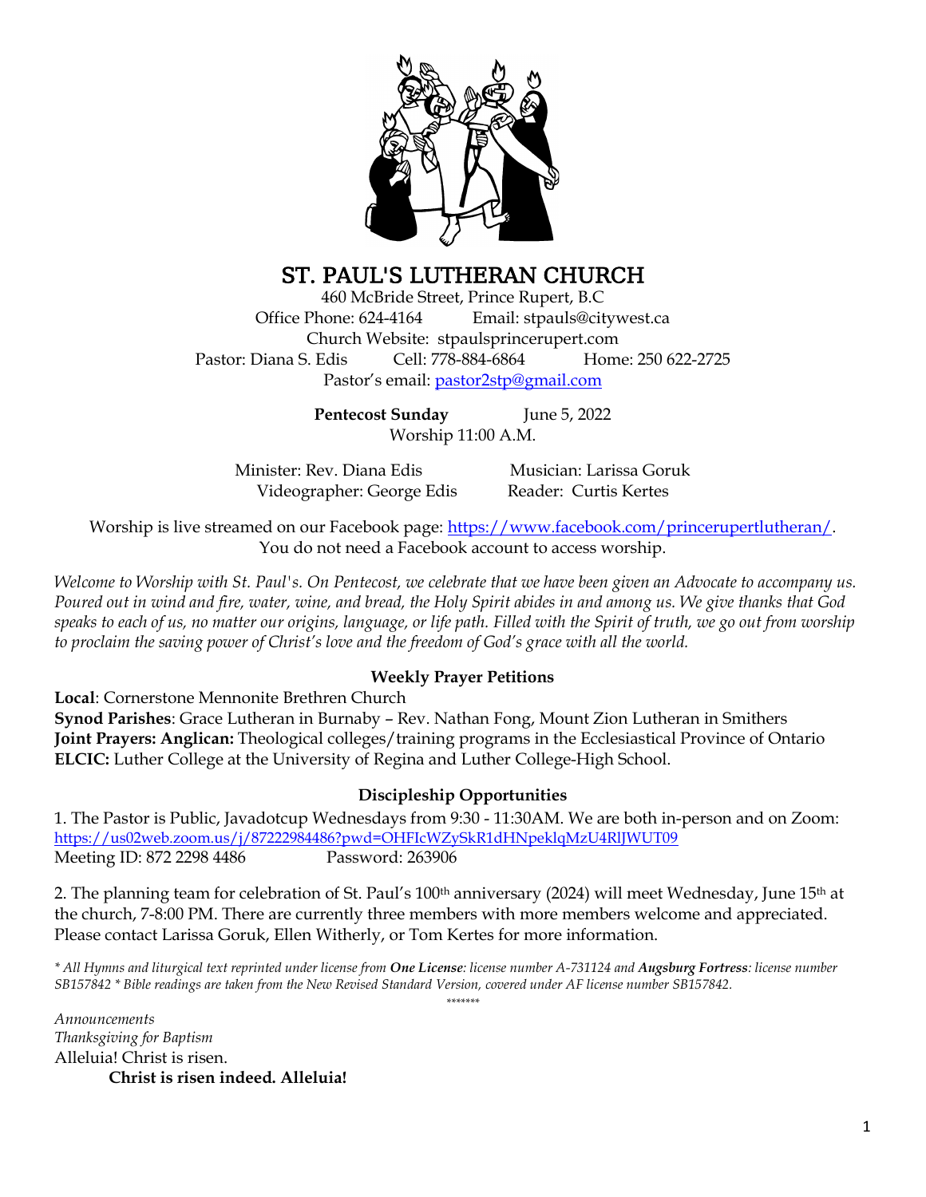# ST. PAUL'S LUTHERAN CHURCH

460 McBride Street, Prince Rupert, B.C
Office Phone: 624-4164 Email: stpauls@citywest.ca
Church Website: stpaulsprincerupert.com
Pastor: Diana S. Edis Cell: 778-884-6864 Home: 250 622-2725
Pastor's email: pastor2stp@gmail.com

**Pentecost Sunday** June 5, 2022
Worship 11:00 A.M.

Minister: Rev. Diana Edis Musician: Larissa Goruk
Videographer: George Edis Reader: Curtis Kertes

Worship is live streamed on our Facebook page: https://www.facebook.com/princerupertlutheran/.
You do not need a Facebook account to access worship.

*Welcome to Worship with St. Paul's. On Pentecost, we celebrate that we have been given an Advocate to accompany us. Poured out in wind and fire, water, wine, and bread, the Holy Spirit abides in and among us. We give thanks that God speaks to each of us, no matter our origins, language, or life path. Filled with the Spirit of truth, we go out from worship to proclaim the saving power of Christ's love and the freedom of God's grace with all the world.*

### Weekly Prayer Petitions

**Local**: Cornerstone Mennonite Brethren Church
**Synod Parishes**: Grace Lutheran in Burnaby – Rev. Nathan Fong, Mount Zion Lutheran in Smithers
**Joint Prayers: Anglican:** Theological colleges/training programs in the Ecclesiastical Province of Ontario
**ELCIC:** Luther College at the University of Regina and Luther College-High School.

### Discipleship Opportunities

1. The Pastor is Public, Javadotcup Wednesdays from 9:30 - 11:30AM. We are both in-person and on Zoom: https://us02web.zoom.us/j/87222984486?pwd=OHFIcWZySkR1dHNpeklqMzU4RlJWUT09
Meeting ID: 872 2298 4486 Password: 263906

2. The planning team for celebration of St. Paul's 100th anniversary (2024) will meet Wednesday, June 15th at the church, 7-8:00 PM. There are currently three members with more members welcome and appreciated. Please contact Larissa Goruk, Ellen Witherly, or Tom Kertes for more information.

*\* All Hymns and liturgical text reprinted under license from **One License**: license number A-731124 and **Augsburg Fortress**: license number SB157842 \* Bible readings are taken from the New Revised Standard Version, covered under AF license number SB157842.*

\*\*\*\*\*\*\*

*Announcements*
*Thanksgiving for Baptism*
Alleluia! Christ is risen.
**Christ is risen indeed. Alleluia!**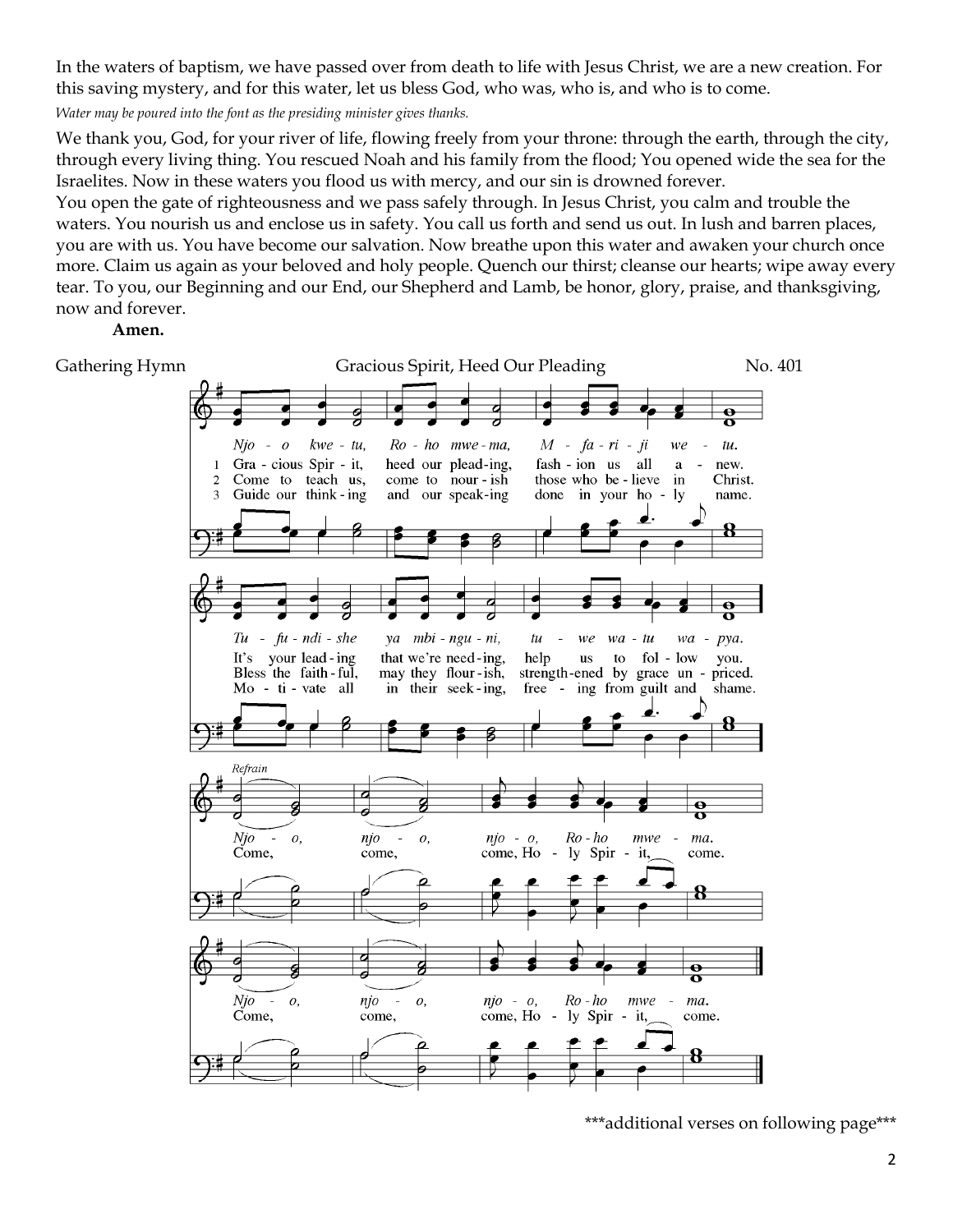In the waters of baptism, we have passed over from death to life with Jesus Christ, we are a new creation. For this saving mystery, and for this water, let us bless God, who was, who is, and who is to come.

*Water may be poured into the font as the presiding minister gives thanks.*

We thank you, God, for your river of life, flowing freely from your throne: through the earth, through the city, through every living thing. You rescued Noah and his family from the flood; You opened wide the sea for the Israelites. Now in these waters you flood us with mercy, and our sin is drowned forever.
You open the gate of righteousness and we pass safely through. In Jesus Christ, you calm and trouble the waters. You nourish us and enclose us in safety. You call us forth and send us out. In lush and barren places, you are with us. You have become our salvation. Now breathe upon this water and awaken your church once more. Claim us again as your beloved and holy people. Quench our thirst; cleanse our hearts; wipe away every tear. To you, our Beginning and our End, our Shepherd and Lamb, be honor, glory, praise, and thanksgiving, now and forever.

**Amen.**

Gathering Hymn — Gracious Spirit, Heed Our Pleading — No. 401

*Njo - o kwe - tu, Ro - ho mwe - ma, M - fa - ri - ji we - tu.*
1 Gra - cious Spir - it, heed our plead-ing, fash - ion us all a - new.
2 Come to teach us, come to nour - ish those who be - lieve in Christ.
3 Guide our think - ing and our speak-ing done in your ho - ly name.

*Tu - fu - ndi - she ya mbi - ngu - ni, tu - we wa - tu wa - pya.*
It's your lead - ing that we're need - ing, help us to fol - low you.
Bless the faith - ful, may they flour - ish, strength-ened by grace un - priced.
Mo - ti - vate all in their seek - ing, free - ing from guilt and shame.

*Refrain*

*Njo - o, njo - o, njo - o, Ro - ho mwe - ma.*
Come, come, come, Ho - ly Spir - it, come.

*Njo - o, njo - o, njo - o, Ro - ho mwe - ma.*
Come, come, come, Ho - ly Spir - it, come.

\*\*\*additional verses on following page\*\*\*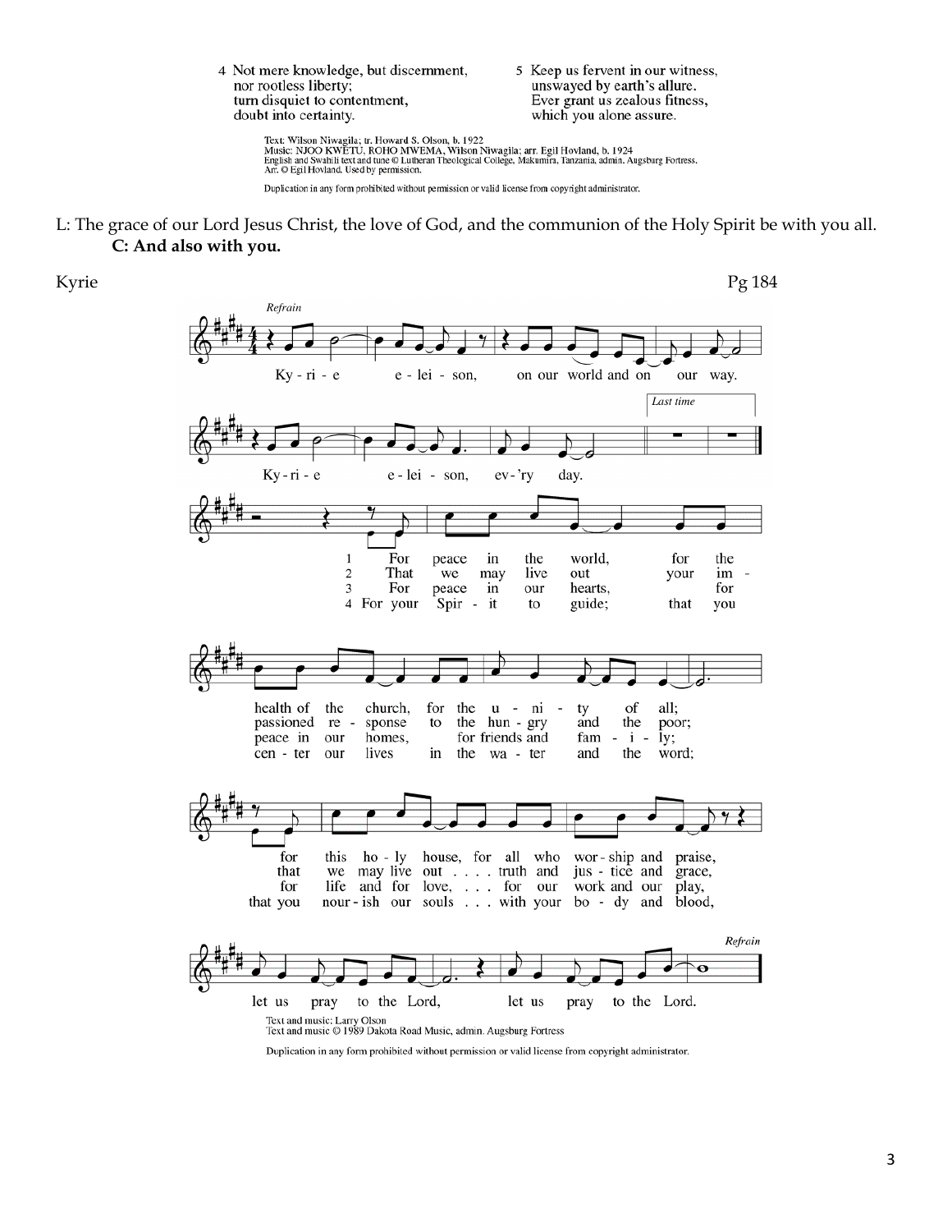4 Not mere knowledge, but discernment,
nor rootless liberty;
turn disquiet to contentment,
doubt into certainty.

5 Keep us fervent in our witness,
unswayed by earth's allure.
Ever grant us zealous fitness,
which you alone assure.

Text: Wilson Niwagila; tr. Howard S. Olson, b. 1922
Music: NJOO KWETU, ROHO MWEMA, Wilson Niwagila; arr. Egil Hovland, b. 1924
English and Swahili text and tune © Lutheran Theological College, Makumira, Tanzania, admin. Augsburg Fortress.
Arr. © Egil Hovland. Used by permission.

Duplication in any form prohibited without permission or valid license from copyright administrator.

L: The grace of our Lord Jesus Christ, the love of God, and the communion of the Holy Spirit be with you all.

**C: And also with you.**

Kyrie — Pg 184

*Refrain*

Kyrie eleison, on our world and on our way.
Kyrie eleison, ev'ry day.

*Last time*

1 For peace in the world, for the health of the church, for the unity of all;
for this holy house, for all who worship and praise,
let us pray to the Lord, let us pray to the Lord.

2 That we may live out your impassioned response to the hungry and the poor;
that we may live out truth and justice and grace,
let us pray to the Lord, let us pray to the Lord.

3 For peace in our hearts, for peace in our homes, for friends and family;
for life and for love, for our work and our play,
let us pray to the Lord, let us pray to the Lord.

4 For your Spirit to guide; that you center our lives in the water and the word;
that you nourish our souls with your body and blood,
let us pray to the Lord, let us pray to the Lord.

*Refrain*

Text and music: Larry Olson
Text and music © 1989 Dakota Road Music, admin. Augsburg Fortress

Duplication in any form prohibited without permission or valid license from copyright administrator.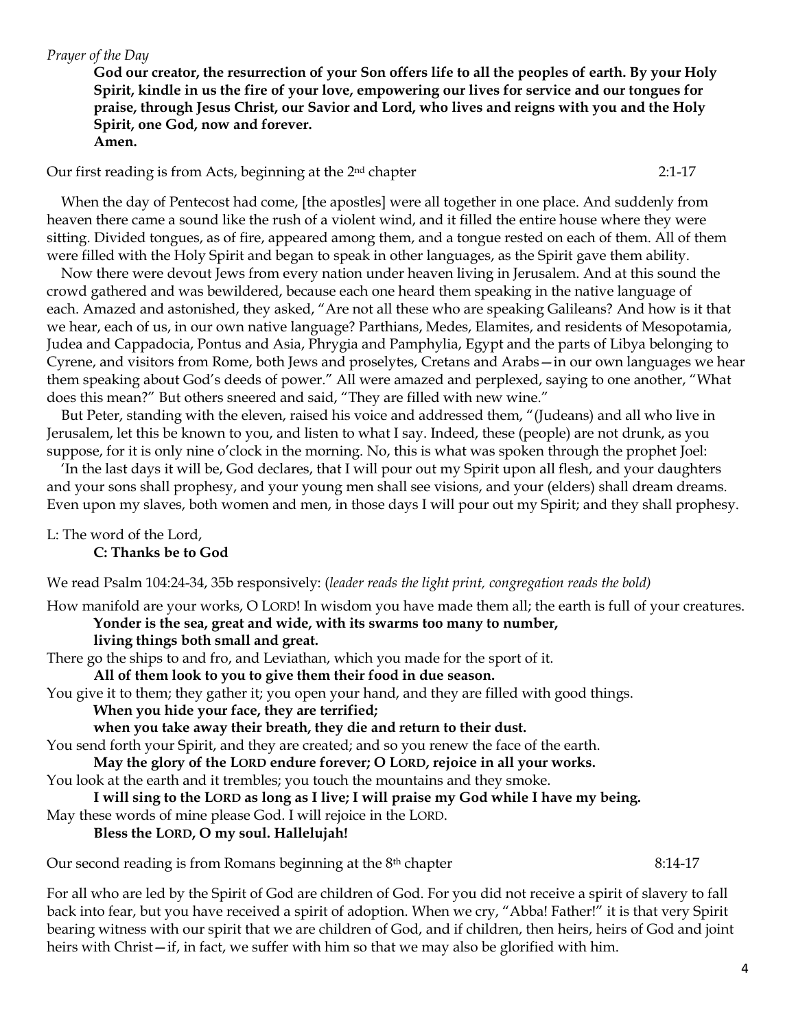*Prayer of the Day*

**God our creator, the resurrection of your Son offers life to all the peoples of earth. By your Holy Spirit, kindle in us the fire of your love, empowering our lives for service and our tongues for praise, through Jesus Christ, our Savior and Lord, who lives and reigns with you and the Holy Spirit, one God, now and forever.**
**Amen.**

Our first reading is from Acts, beginning at the 2nd chapter 2:1-17

When the day of Pentecost had come, [the apostles] were all together in one place. And suddenly from heaven there came a sound like the rush of a violent wind, and it filled the entire house where they were sitting. Divided tongues, as of fire, appeared among them, and a tongue rested on each of them. All of them were filled with the Holy Spirit and began to speak in other languages, as the Spirit gave them ability.

Now there were devout Jews from every nation under heaven living in Jerusalem. And at this sound the crowd gathered and was bewildered, because each one heard them speaking in the native language of each. Amazed and astonished, they asked, "Are not all these who are speaking Galileans? And how is it that we hear, each of us, in our own native language? Parthians, Medes, Elamites, and residents of Mesopotamia, Judea and Cappadocia, Pontus and Asia, Phrygia and Pamphylia, Egypt and the parts of Libya belonging to Cyrene, and visitors from Rome, both Jews and proselytes, Cretans and Arabs—in our own languages we hear them speaking about God's deeds of power." All were amazed and perplexed, saying to one another, "What does this mean?" But others sneered and said, "They are filled with new wine."

But Peter, standing with the eleven, raised his voice and addressed them, "(Judeans) and all who live in Jerusalem, let this be known to you, and listen to what I say. Indeed, these (people) are not drunk, as you suppose, for it is only nine o'clock in the morning. No, this is what was spoken through the prophet Joel:

'In the last days it will be, God declares, that I will pour out my Spirit upon all flesh, and your daughters and your sons shall prophesy, and your young men shall see visions, and your (elders) shall dream dreams. Even upon my slaves, both women and men, in those days I will pour out my Spirit; and they shall prophesy.

L: The word of the Lord,
**C: Thanks be to God**

We read Psalm 104:24-34, 35b responsively: (*leader reads the light print, congregation reads the bold)*

How manifold are your works, O LORD! In wisdom you have made them all; the earth is full of your creatures.
**Yonder is the sea, great and wide, with its swarms too many to number,**
**living things both small and great.**
There go the ships to and fro, and Leviathan, which you made for the sport of it.
**All of them look to you to give them their food in due season.**
You give it to them; they gather it; you open your hand, and they are filled with good things.
**When you hide your face, they are terrified;**
**when you take away their breath, they die and return to their dust.**
You send forth your Spirit, and they are created; and so you renew the face of the earth.
**May the glory of the LORD endure forever; O LORD, rejoice in all your works.**
You look at the earth and it trembles; you touch the mountains and they smoke.
**I will sing to the LORD as long as I live; I will praise my God while I have my being.**
May these words of mine please God. I will rejoice in the LORD.
**Bless the LORD, O my soul. Hallelujah!**

Our second reading is from Romans beginning at the 8th chapter 8:14-17

For all who are led by the Spirit of God are children of God. For you did not receive a spirit of slavery to fall back into fear, but you have received a spirit of adoption. When we cry, "Abba! Father!" it is that very Spirit bearing witness with our spirit that we are children of God, and if children, then heirs, heirs of God and joint heirs with Christ—if, in fact, we suffer with him so that we may also be glorified with him.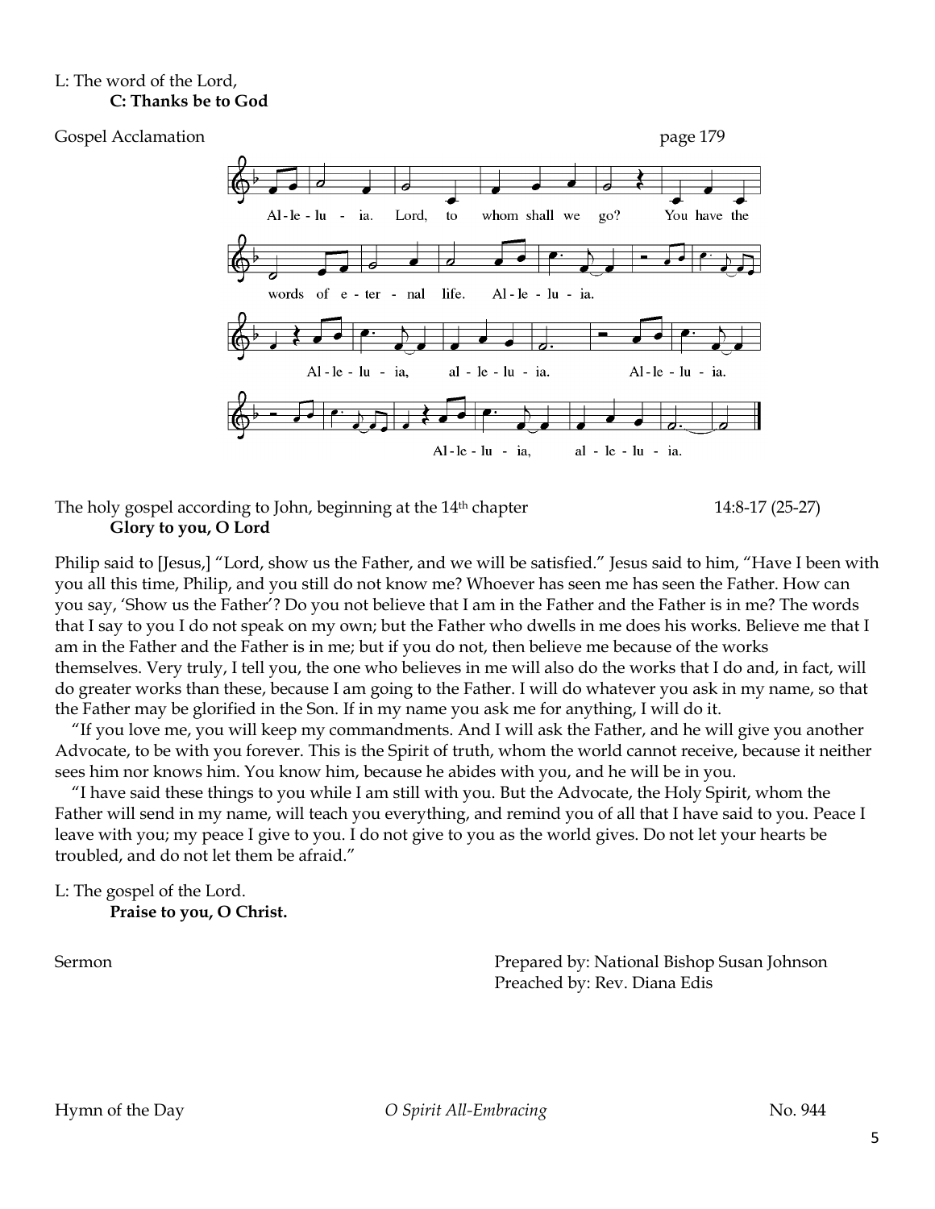L: The word of the Lord,
**C: Thanks be to God**

Gospel Acclamation page 179

Al-le-lu - ia. Lord, to whom shall we go? You have the words of e-ter - nal life. Al-le-lu - ia. Al-le-lu - ia, al-le-lu - ia. Al-le-lu - ia. Al-le-lu - ia, al-le-lu - ia.

The holy gospel according to John, beginning at the 14th chapter 14:8-17 (25-27)
**Glory to you, O Lord**

Philip said to [Jesus,] "Lord, show us the Father, and we will be satisfied." Jesus said to him, "Have I been with you all this time, Philip, and you still do not know me? Whoever has seen me has seen the Father. How can you say, 'Show us the Father'? Do you not believe that I am in the Father and the Father is in me? The words that I say to you I do not speak on my own; but the Father who dwells in me does his works. Believe me that I am in the Father and the Father is in me; but if you do not, then believe me because of the works themselves. Very truly, I tell you, the one who believes in me will also do the works that I do and, in fact, will do greater works than these, because I am going to the Father. I will do whatever you ask in my name, so that the Father may be glorified in the Son. If in my name you ask me for anything, I will do it.

"If you love me, you will keep my commandments. And I will ask the Father, and he will give you another Advocate, to be with you forever. This is the Spirit of truth, whom the world cannot receive, because it neither sees him nor knows him. You know him, because he abides with you, and he will be in you.

"I have said these things to you while I am still with you. But the Advocate, the Holy Spirit, whom the Father will send in my name, will teach you everything, and remind you of all that I have said to you. Peace I leave with you; my peace I give to you. I do not give to you as the world gives. Do not let your hearts be troubled, and do not let them be afraid."

L: The gospel of the Lord.
**Praise to you, O Christ.**

Sermon
Prepared by: National Bishop Susan Johnson
Preached by: Rev. Diana Edis

Hymn of the Day *O Spirit All-Embracing* No. 944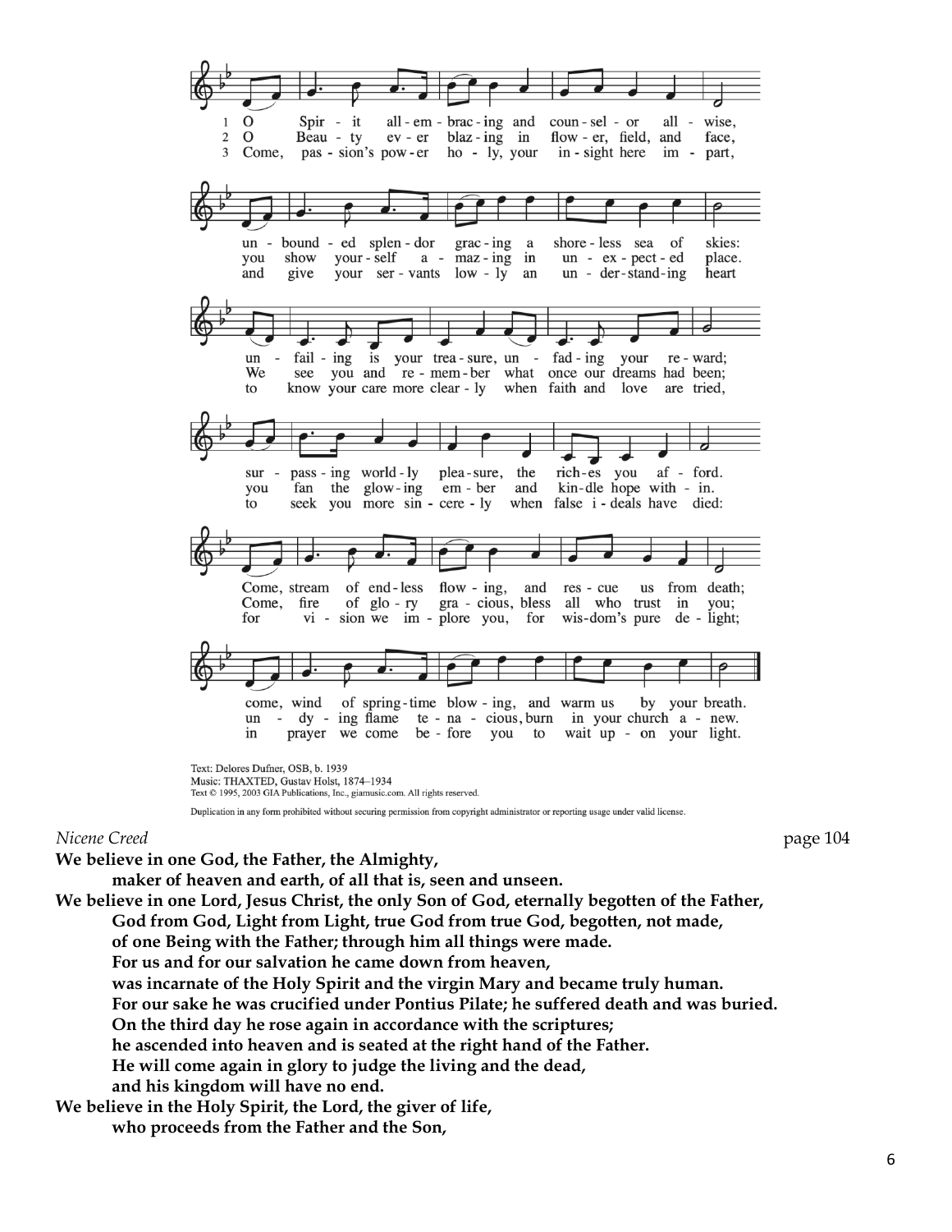1 O Spirit all-embracing and counselor all-wise,
unbounded splendor gracing a shoreless sea of skies:
unfailing is your treasure, unfading your reward;
surpassing worldly pleasure, the riches you afford.
Come, stream of endless flowing, and rescue us from death;
come, wind of springtime blowing, and warm us by your breath.

2 O Beauty ever blazing in flower, field, and face,
you show yourself amazing in unexpected place.
We see you and remember what once our dreams had been;
you fan the glowing ember and kindle hope within.
Come, fire of glory gracious, bless all who trust in you;
undying flame tenacious, burn in your church anew.

3 Come, passion's power holy, your insight here impart,
and give your servants lowly an understanding heart
to know your care more clearly when faith and love are tried,
to seek you more sincerely when false ideals have died:
for vision we implore you, for wisdom's pure delight;
in prayer we come before you to wait upon your light.

Text: Delores Dufner, OSB, b. 1939
Music: THAXTED, Gustav Holst, 1874–1934
Text © 1995, 2003 GIA Publications, Inc., giamusic.com. All rights reserved.

Duplication in any form prohibited without securing permission from copyright administrator or reporting usage under valid license.

*Nicene Creed* page 104

**We believe in one God, the Father, the Almighty,**
**maker of heaven and earth, of all that is, seen and unseen.**
**We believe in one Lord, Jesus Christ, the only Son of God, eternally begotten of the Father,**
**God from God, Light from Light, true God from true God, begotten, not made,**
**of one Being with the Father; through him all things were made.**
**For us and for our salvation he came down from heaven,**
**was incarnate of the Holy Spirit and the virgin Mary and became truly human.**
**For our sake he was crucified under Pontius Pilate; he suffered death and was buried.**
**On the third day he rose again in accordance with the scriptures;**
**he ascended into heaven and is seated at the right hand of the Father.**
**He will come again in glory to judge the living and the dead,**
**and his kingdom will have no end.**
**We believe in the Holy Spirit, the Lord, the giver of life,**
**who proceeds from the Father and the Son,**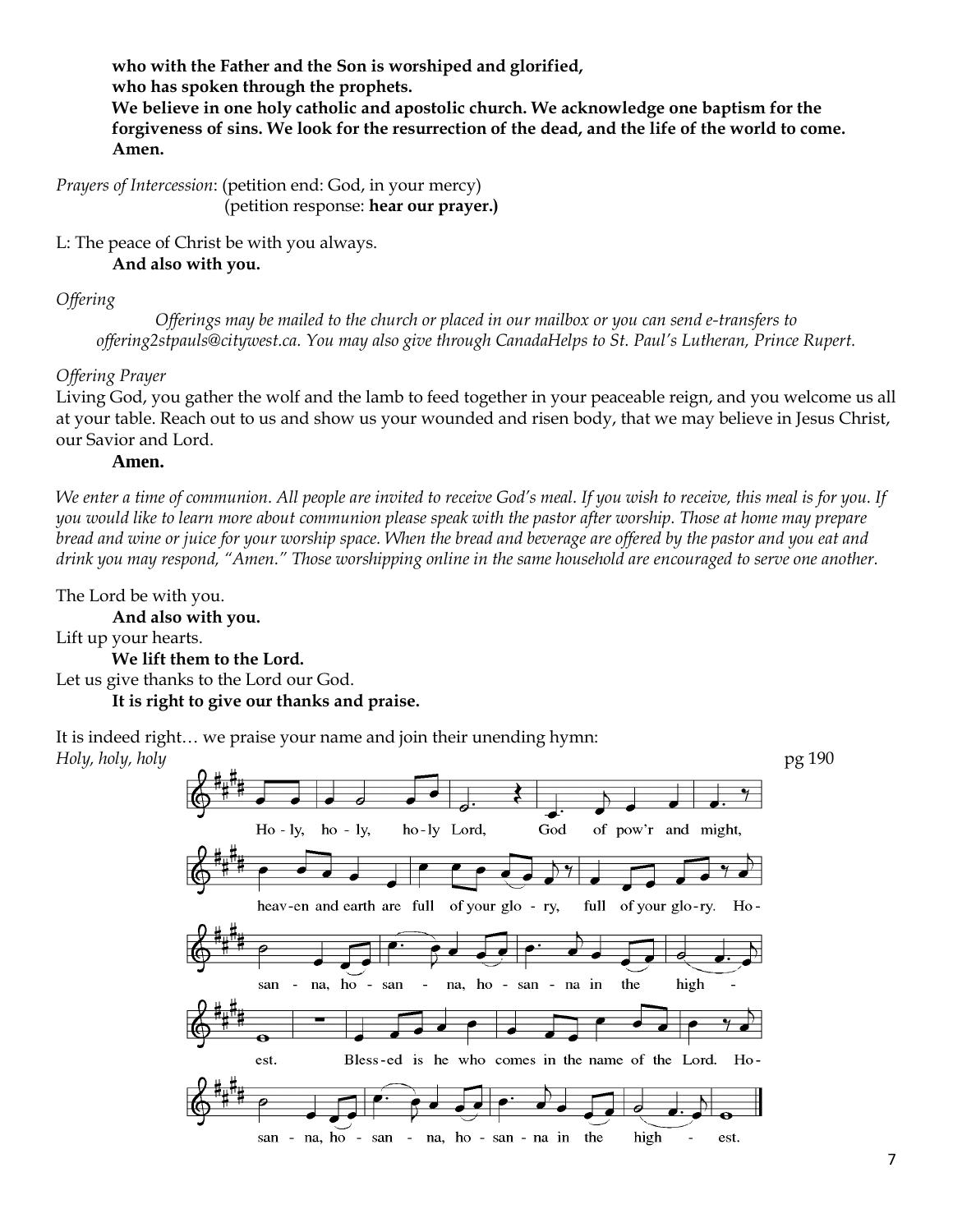**who with the Father and the Son is worshiped and glorified,**
**who has spoken through the prophets.**
**We believe in one holy catholic and apostolic church. We acknowledge one baptism for the forgiveness of sins. We look for the resurrection of the dead, and the life of the world to come. Amen.**

*Prayers of Intercession*: (petition end: God, in your mercy)
(petition response: **hear our prayer.)**

L: The peace of Christ be with you always.
**And also with you.**

*Offering*

*Offerings may be mailed to the church or placed in our mailbox or you can send e-transfers to offering2stpauls@citywest.ca. You may also give through CanadaHelps to St. Paul's Lutheran, Prince Rupert.*

*Offering Prayer*
Living God, you gather the wolf and the lamb to feed together in your peaceable reign, and you welcome us all at your table. Reach out to us and show us your wounded and risen body, that we may believe in Jesus Christ, our Savior and Lord.
**Amen.**

*We enter a time of communion. All people are invited to receive God's meal. If you wish to receive, this meal is for you. If you would like to learn more about communion please speak with the pastor after worship. Those at home may prepare bread and wine or juice for your worship space. When the bread and beverage are offered by the pastor and you eat and drink you may respond, "Amen." Those worshipping online in the same household are encouraged to serve one another.*

The Lord be with you.
**And also with you.**
Lift up your hearts.
**We lift them to the Lord.**
Let us give thanks to the Lord our God.
**It is right to give our thanks and praise.**

It is indeed right… we praise your name and join their unending hymn:
*Holy, holy, holy* pg 190

Ho-ly, ho-ly, ho-ly Lord, God of pow'r and might, heav-en and earth are full of your glo-ry, full of your glo-ry. Ho-san-na, ho-san-na, ho-san-na in the high-est. Bless-ed is he who comes in the name of the Lord. Ho-san-na, ho-san-na, ho-san-na in the high-est.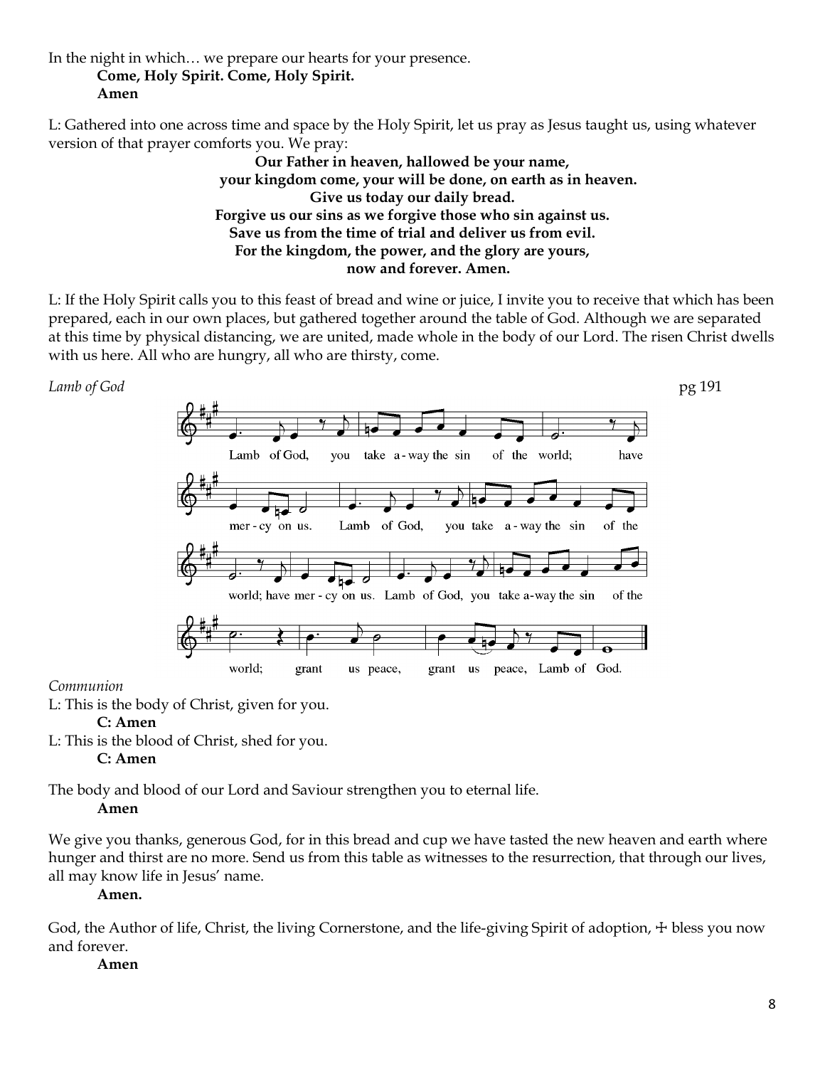In the night in which… we prepare our hearts for your presence.

**Come, Holy Spirit. Come, Holy Spirit.**
**Amen**

L: Gathered into one across time and space by the Holy Spirit, let us pray as Jesus taught us, using whatever version of that prayer comforts you. We pray:

**Our Father in heaven, hallowed be your name,**
**your kingdom come, your will be done, on earth as in heaven.**
**Give us today our daily bread.**
**Forgive us our sins as we forgive those who sin against us.**
**Save us from the time of trial and deliver us from evil.**
**For the kingdom, the power, and the glory are yours,**
**now and forever. Amen.**

L: If the Holy Spirit calls you to this feast of bread and wine or juice, I invite you to receive that which has been prepared, each in our own places, but gathered together around the table of God. Although we are separated at this time by physical distancing, we are united, made whole in the body of our Lord. The risen Christ dwells with us here. All who are hungry, all who are thirsty, come.

*Lamb of God* pg 191

Lamb of God, you take away the sin of the world; have mercy on us. Lamb of God, you take away the sin of the world; have mercy on us. Lamb of God, you take away the sin of the world; grant us peace, grant us peace, Lamb of God.

*Communion*

L: This is the body of Christ, given for you.
**C: Amen**

L: This is the blood of Christ, shed for you.
**C: Amen**

The body and blood of our Lord and Saviour strengthen you to eternal life.
**Amen**

We give you thanks, generous God, for in this bread and cup we have tasted the new heaven and earth where hunger and thirst are no more. Send us from this table as witnesses to the resurrection, that through our lives, all may know life in Jesus' name.
**Amen.**

God, the Author of life, Christ, the living Cornerstone, and the life-giving Spirit of adoption, ☩ bless you now and forever.
**Amen**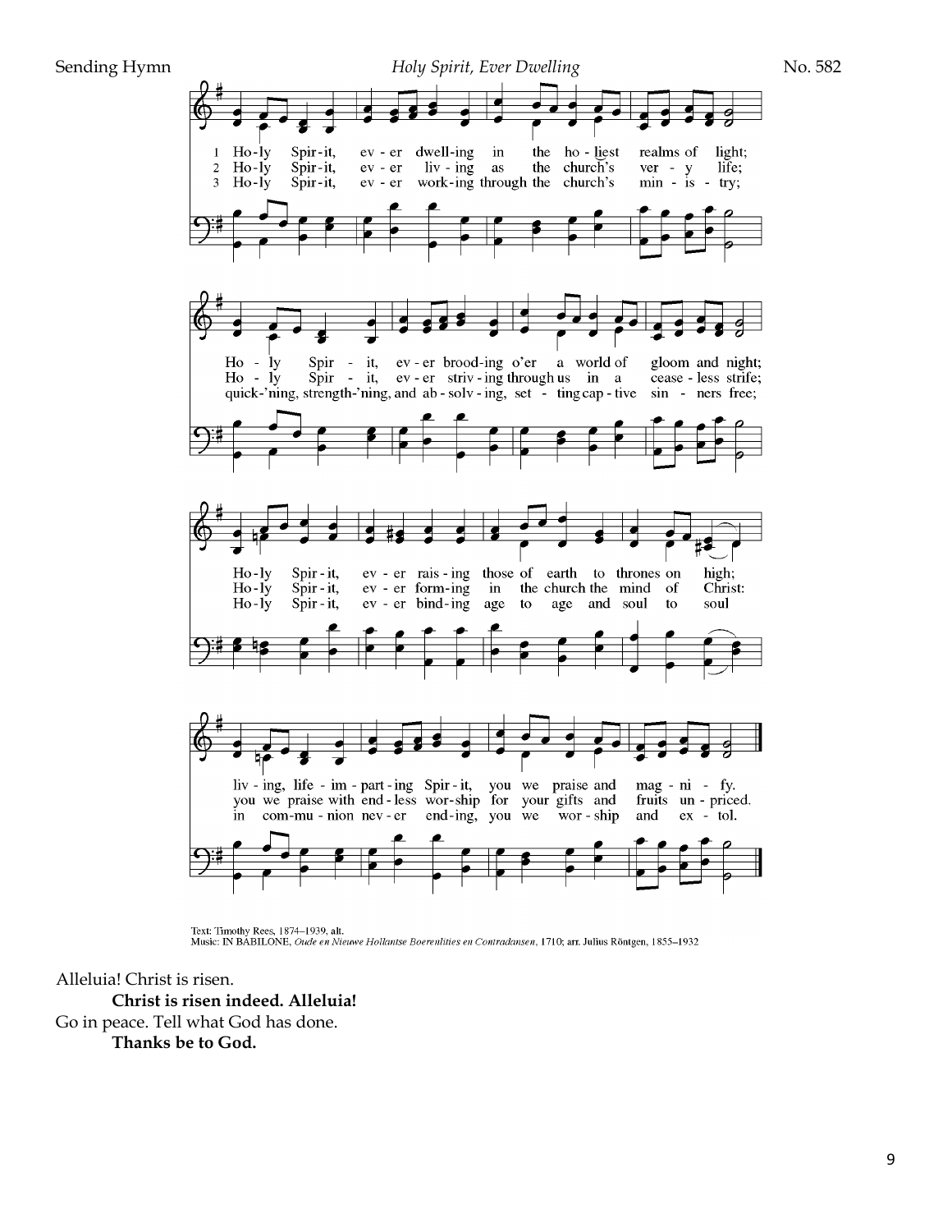Sending Hymn *Holy Spirit, Ever Dwelling* No. 582

1 Holy Spirit, ever dwelling in the holiest realms of light;
Holy Spirit, ever brooding o'er a world of gloom and night;
Holy Spirit, ever raising those of earth to thrones on high;
living, life-imparting Spirit, you we praise and magnify.

2 Holy Spirit, ever living as the church's very life;
Holy Spirit, ever striving through us in a ceaseless strife;
Holy Spirit, ever forming in the church the mind of Christ:
you we praise with endless worship for your gifts and fruits unpriced.

3 Holy Spirit, ever working through the church's ministry;
quick'ning, strength'ning, and absolving, setting captive sinners free;
Holy Spirit, ever binding age to age and soul to soul
in communion never ending, you we worship and extol.

Text: Timothy Rees, 1874–1939, alt.
Music: IN BABILONE, *Oude en Nieuwe Hollantse Boerenlities en Contradansen*, 1710; arr. Julius Röntgen, 1855–1932

Alleluia! Christ is risen.
**Christ is risen indeed. Alleluia!**
Go in peace. Tell what God has done.
**Thanks be to God.**